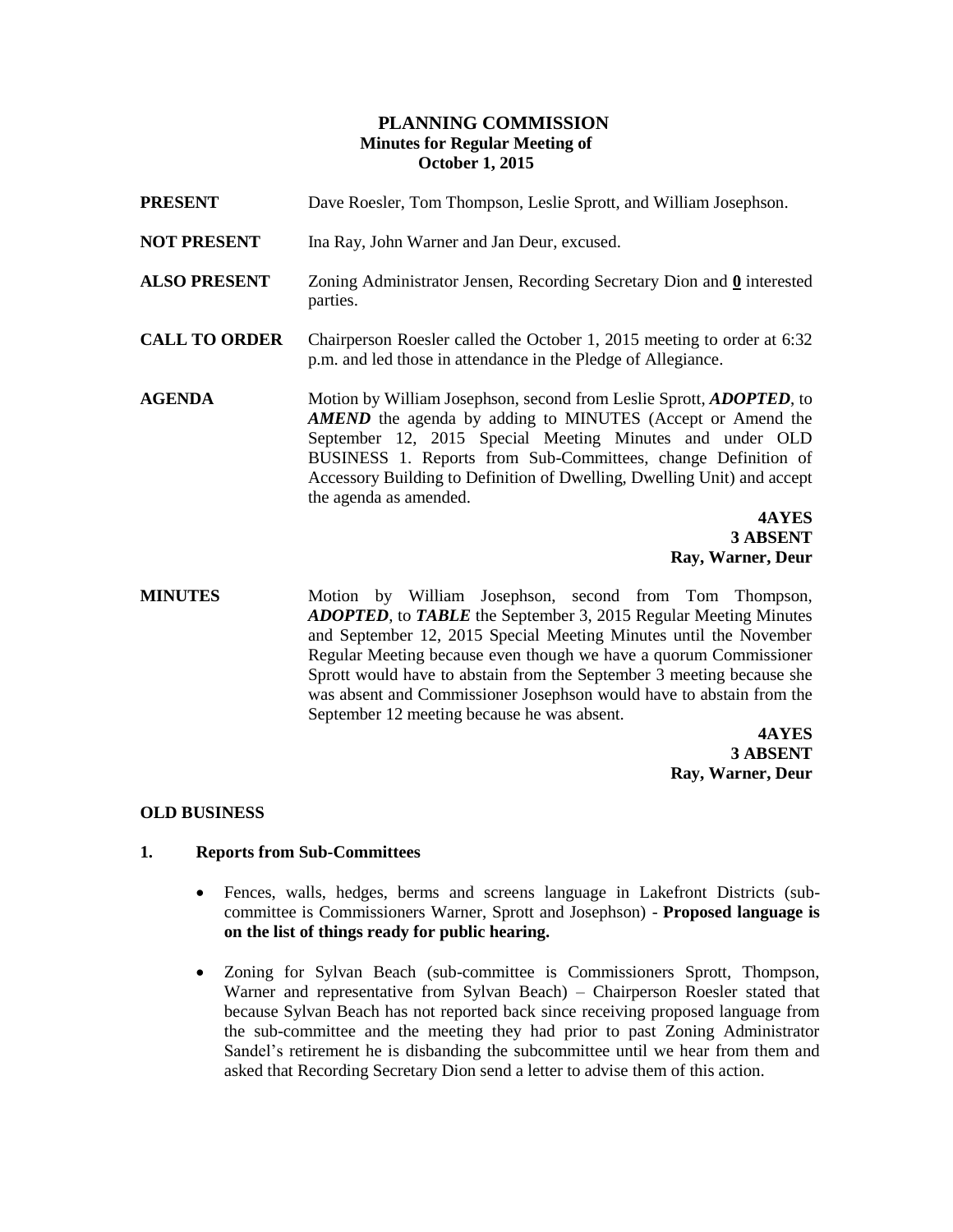# PLANNING COMMISSION
## Minutes for Regular Meeting of
## October 1, 2015

**PRESENT** Dave Roesler, Tom Thompson, Leslie Sprott, and William Josephson.

**NOT PRESENT** Ina Ray, John Warner and Jan Deur, excused.

**ALSO PRESENT** Zoning Administrator Jensen, Recording Secretary Dion and **0** interested parties.

**CALL TO ORDER** Chairperson Roesler called the October 1, 2015 meeting to order at 6:32 p.m. and led those in attendance in the Pledge of Allegiance.

**AGENDA** Motion by William Josephson, second from Leslie Sprott, ***ADOPTED***, to ***AMEND*** the agenda by adding to MINUTES (Accept or Amend the September 12, 2015 Special Meeting Minutes and under OLD BUSINESS 1. Reports from Sub-Committees, change Definition of Accessory Building to Definition of Dwelling, Dwelling Unit) and accept the agenda as amended.

**4AYES**
**3 ABSENT**
**Ray, Warner, Deur**

**MINUTES** Motion by William Josephson, second from Tom Thompson, ***ADOPTED***, to ***TABLE*** the September 3, 2015 Regular Meeting Minutes and September 12, 2015 Special Meeting Minutes until the November Regular Meeting because even though we have a quorum Commissioner Sprott would have to abstain from the September 3 meeting because she was absent and Commissioner Josephson would have to abstain from the September 12 meeting because he was absent.

**4AYES**
**3 ABSENT**
**Ray, Warner, Deur**

**OLD BUSINESS**

**1. Reports from Sub-Committees**

- Fences, walls, hedges, berms and screens language in Lakefront Districts (sub-committee is Commissioners Warner, Sprott and Josephson) - **Proposed language is on the list of things ready for public hearing.**
- Zoning for Sylvan Beach (sub-committee is Commissioners Sprott, Thompson, Warner and representative from Sylvan Beach) – Chairperson Roesler stated that because Sylvan Beach has not reported back since receiving proposed language from the sub-committee and the meeting they had prior to past Zoning Administrator Sandel's retirement he is disbanding the subcommittee until we hear from them and asked that Recording Secretary Dion send a letter to advise them of this action.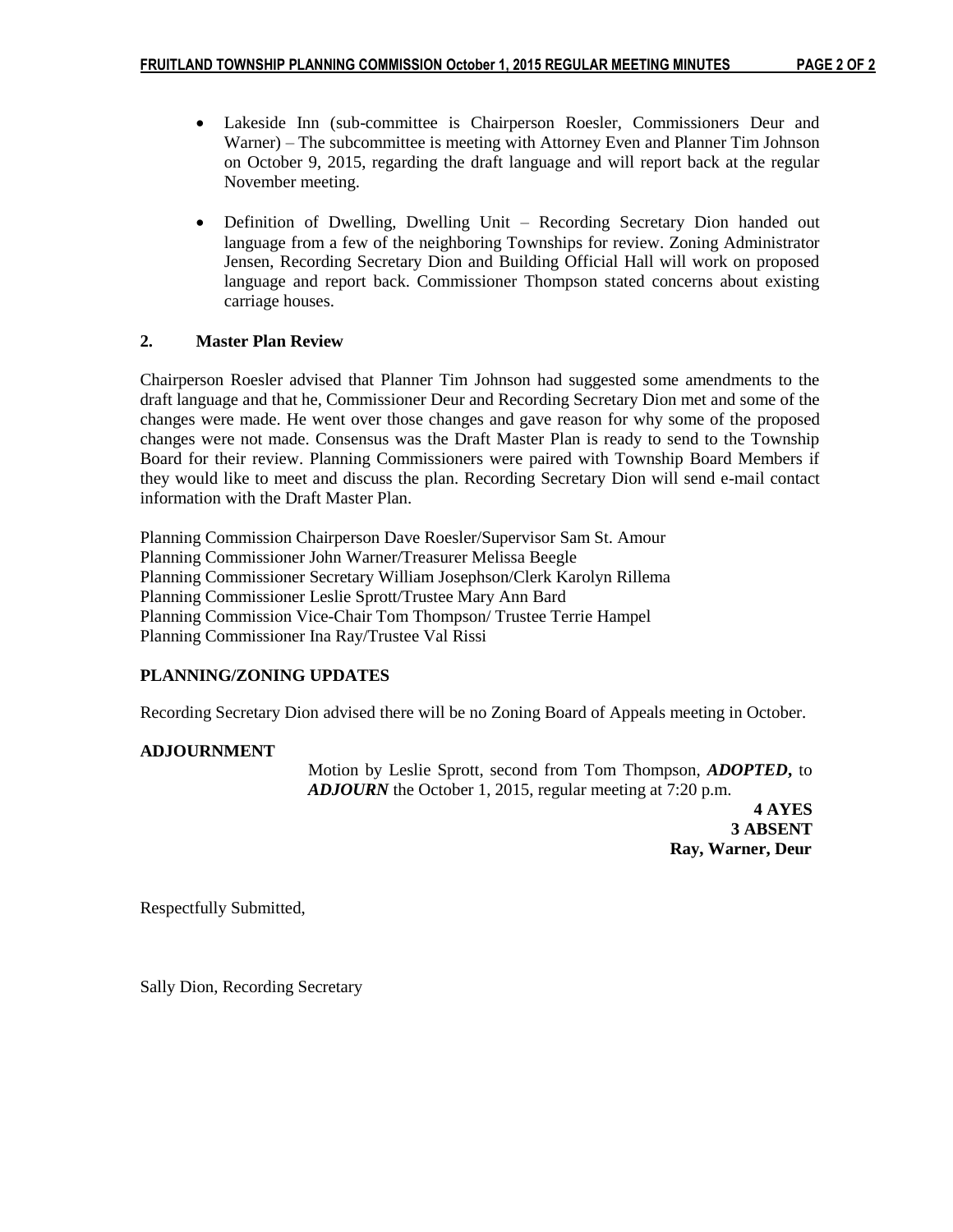- Lakeside Inn (sub-committee is Chairperson Roesler, Commissioners Deur and Warner) – The subcommittee is meeting with Attorney Even and Planner Tim Johnson on October 9, 2015, regarding the draft language and will report back at the regular November meeting.
- Definition of Dwelling, Dwelling Unit – Recording Secretary Dion handed out language from a few of the neighboring Townships for review. Zoning Administrator Jensen, Recording Secretary Dion and Building Official Hall will work on proposed language and report back. Commissioner Thompson stated concerns about existing carriage houses.

**2. Master Plan Review**

Chairperson Roesler advised that Planner Tim Johnson had suggested some amendments to the draft language and that he, Commissioner Deur and Recording Secretary Dion met and some of the changes were made. He went over those changes and gave reason for why some of the proposed changes were not made. Consensus was the Draft Master Plan is ready to send to the Township Board for their review. Planning Commissioners were paired with Township Board Members if they would like to meet and discuss the plan. Recording Secretary Dion will send e-mail contact information with the Draft Master Plan.

Planning Commission Chairperson Dave Roesler/Supervisor Sam St. Amour
Planning Commissioner John Warner/Treasurer Melissa Beegle
Planning Commissioner Secretary William Josephson/Clerk Karolyn Rillema
Planning Commissioner Leslie Sprott/Trustee Mary Ann Bard
Planning Commission Vice-Chair Tom Thompson/ Trustee Terrie Hampel
Planning Commissioner Ina Ray/Trustee Val Rissi

**PLANNING/ZONING UPDATES**

Recording Secretary Dion advised there will be no Zoning Board of Appeals meeting in October.

**ADJOURNMENT**

Motion by Leslie Sprott, second from Tom Thompson, ***ADOPTED,*** to ***ADJOURN*** the October 1, 2015, regular meeting at 7:20 p.m.

**4 AYES**
**3 ABSENT**
**Ray, Warner, Deur**

Respectfully Submitted,

Sally Dion, Recording Secretary